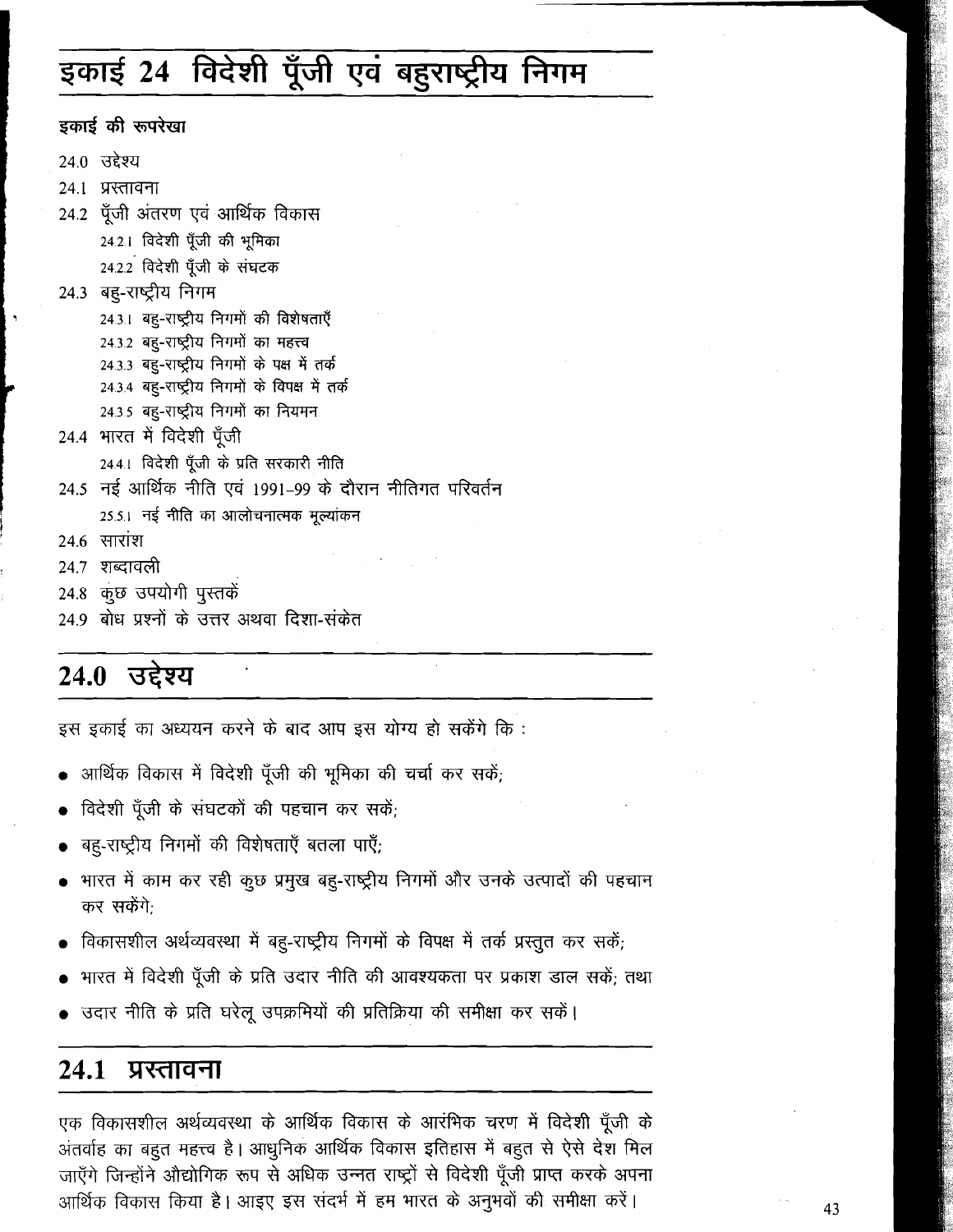# इकाई 24 विदेशी पूँजी एवं बहुराष्ट्रीय निगम

**इकाई की रूपरेखा**

24.0 उद्देश्य

24.1 प्रस्तावना

24.2 पूँजी अंतरण एवं आर्थिक विकास

- 24.2.1 विदेशी पूँजी की भूमिका
- 24.2.2 विदेशी पूँजी के संघटक

24.3 बहु-राष्ट्रीय निगम

- 24.3.1 बहु-राष्ट्रीय निगमों की विशेषताएँ
- 24.3.2 बहु-राष्ट्रीय निगमों का महत्त्व
- 24.3.3 बहु-राष्ट्रीय निगमों के पक्ष में तर्क
- 24.3.4 बहु-राष्ट्रीय निगमों के विपक्ष में तर्क
- 24.3.5 बहु-राष्ट्रीय निगमों का नियमन

24.4 भारत में विदेशी पूँजी

- 24.4.1 विदेशी पूँजी के प्रति सरकारी नीति

24.5 नई आर्थिक नीति एवं 1991-99 के दौरान नीतिगत परिवर्तन

- 25.5.1 नई नीति का आलोचनात्मक मूल्यांकन

24.6 सारांश

24.7 शब्दावली

24.8 कुछ उपयोगी पुस्तकें

24.9 बोध प्रश्नों के उत्तर अथवा दिशा-संकेत

## 24.0 उद्देश्य

इस इकाई का अध्ययन करने के बाद आप इस योग्य हो सकेंगे कि :

- आर्थिक विकास में विदेशी पूँजी की भूमिका की चर्चा कर सकें;
- विदेशी पूँजी के संघटकों की पहचान कर सकें;
- बहु-राष्ट्रीय निगमों की विशेषताएँ बतला पाएँ;
- भारत में काम कर रही कुछ प्रमुख बहु-राष्ट्रीय निगमों और उनके उत्पादों की पहचान कर सकेंगे;
- विकासशील अर्थव्यवस्था में बहु-राष्ट्रीय निगमों के विपक्ष में तर्क प्रस्तुत कर सकें;
- भारत में विदेशी पूँजी के प्रति उदार नीति की आवश्यकता पर प्रकाश डाल सकें; तथा
- उदार नीति के प्रति घरेलू उपक्रमियों की प्रतिक्रिया की समीक्षा कर सकें।

## 24.1 प्रस्तावना

एक विकासशील अर्थव्यवस्था के आर्थिक विकास के आरंभिक चरण में विदेशी पूँजी के अंतर्वाह का बहुत महत्त्व है। आधुनिक आर्थिक विकास इतिहास में बहुत से ऐसे देश मिल जाएँगे जिन्होंने औद्योगिक रूप से अधिक उन्नत राष्ट्रों से विदेशी पूँजी प्राप्त करके अपना आर्थिक विकास किया है। आइए इस संदर्भ में हम भारत के अनुभवों की समीक्षा करें।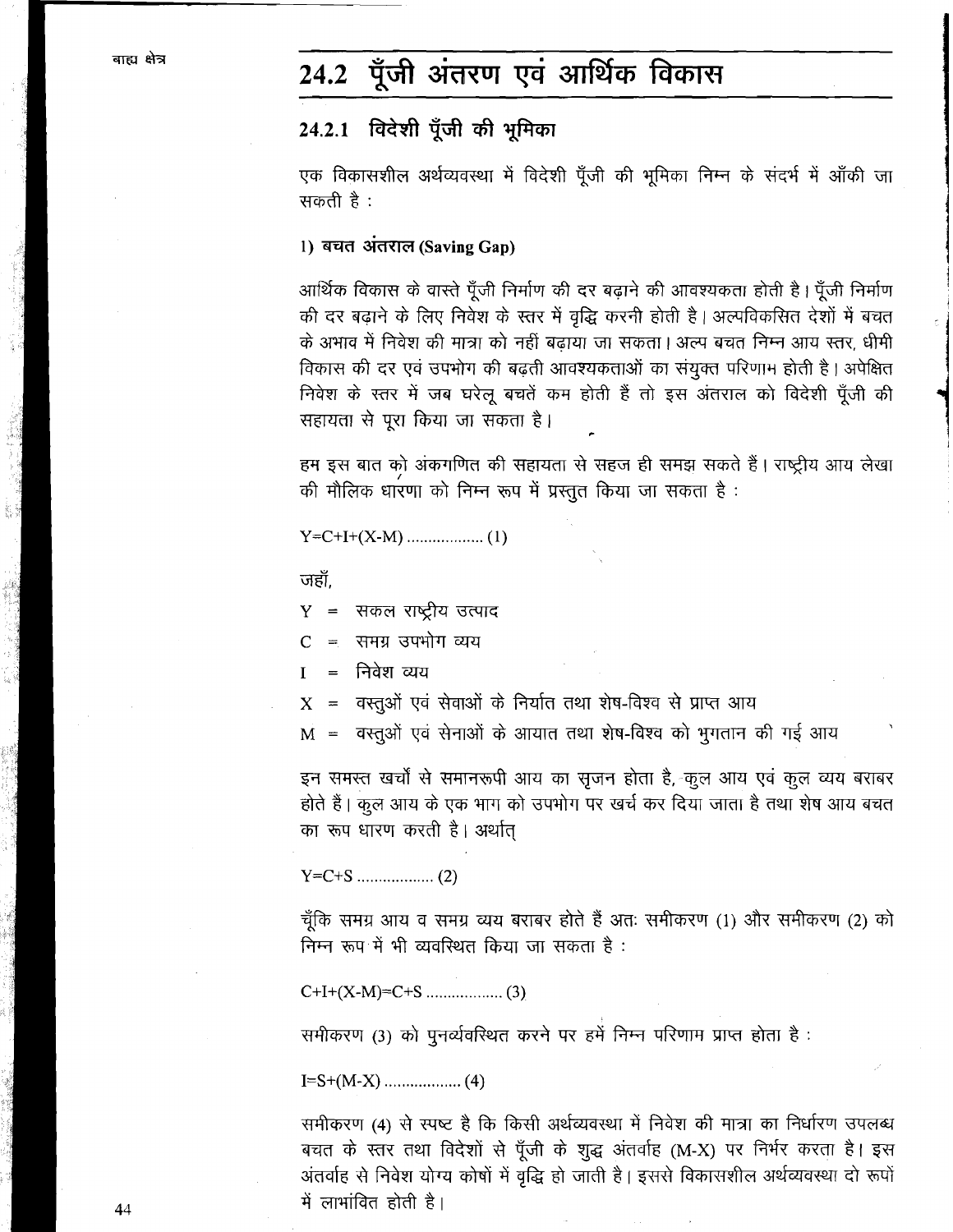## 24.2 पूँजी अंतरण एवं आर्थिक विकास

### 24.2.1 विदेशी पूँजी की भूमिका

एक विकासशील अर्थव्यवस्था में विदेशी पूँजी की भूमिका निम्न के संदर्भ में आँकी जा सकती है :

**1) बचत अंतराल (Saving Gap)**

आर्थिक विकास के वास्ते पूँजी निर्माण की दर बढ़ाने की आवश्यकता होती है। पूँजी निर्माण की दर बढ़ाने के लिए निवेश के स्तर में वृद्धि करनी होती है। अल्पविकसित देशों में बचत के अभाव में निवेश की मात्रा को नहीं बढ़ाया जा सकता। अल्प बचत निम्न आय स्तर, धीमी विकास की दर एवं उपभोग की बढ़ती आवश्यकताओं का संयुक्त परिणाम होती है। अपेक्षित निवेश के स्तर में जब घरेलू बचतें कम होती हैं तो इस अंतराल को विदेशी पूँजी की सहायता से पूरा किया जा सकता है।

हम इस बात को अंकगणित की सहायता से सहज ही समझ सकते हैं। राष्ट्रीय आय लेखा की मौलिक धारणा को निम्न रूप में प्रस्तुत किया जा सकता है :

$Y=C+I+(X-M)$ .................. (1)

जहाँ,

$Y$ = सकल राष्ट्रीय उत्पाद

$C$ = समग्र उपभोग व्यय

$I$ = निवेश व्यय

$X$ = वस्तुओं एवं सेवाओं के निर्यात तथा शेष-विश्व से प्राप्त आय

$M$ = वस्तुओं एवं सेनाओं के आयात तथा शेष-विश्व को भुगतान की गई आय

इन समस्त खर्चों से समानरूपी आय का सृजन होता है, कुल आय एवं कुल व्यय बराबर होते हैं। कुल आय के एक भाग को उपभोग पर खर्च कर दिया जाता है तथा शेष आय बचत का रूप धारण करती है। अर्थात्

$Y=C+S$ .................. (2)

चूँकि समग्र आय व समग्र व्यय बराबर होते हैं अतः समीकरण (1) और समीकरण (2) को निम्न रूप में भी व्यवस्थित किया जा सकता है :

$C+I+(X-M)=C+S$ .................. (3)

समीकरण (3) को पुनर्व्यवस्थित करने पर हमें निम्न परिणाम प्राप्त होता है :

$I=S+(M-X)$ .................. (4)

समीकरण (4) से स्पष्ट है कि किसी अर्थव्यवस्था में निवेश की मात्रा का निर्धारण उपलब्ध बचत के स्तर तथा विदेशों से पूँजी के शुद्ध अंतर्वाह $(M-X)$ पर निर्भर करता है। इस अंतर्वाह से निवेश योग्य कोषों में वृद्धि हो जाती है। इससे विकासशील अर्थव्यवस्था दो रूपों में लाभांवित होती है।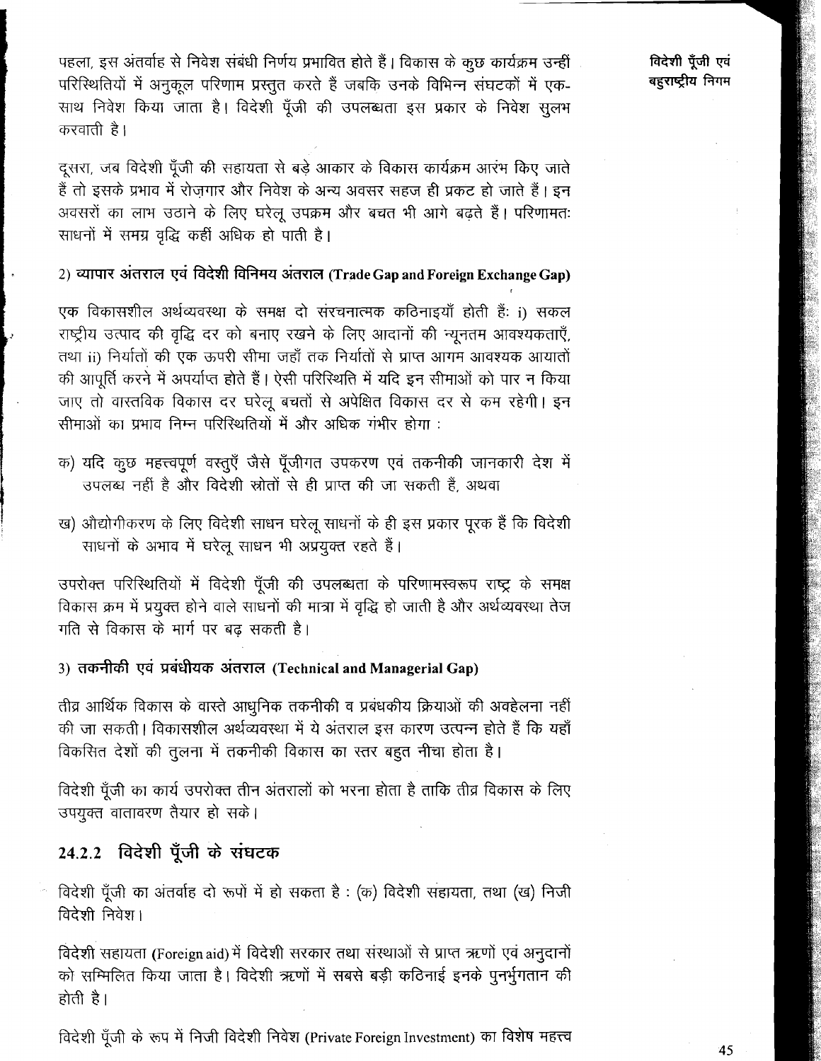पहला, इस अंतर्वाह से निवेश संबंधी निर्णय प्रभावित होते हैं। विकास के कुछ कार्यक्रम उन्हीं परिस्थितियों में अनुकूल परिणाम प्रस्तुत करते हैं जबकि उनके विभिन्न संघटकों में एक-साथ निवेश किया जाता है। विदेशी पूँजी की उपलब्धता इस प्रकार के निवेश सुलभ करवाती है।

दूसरा, जब विदेशी पूँजी की सहायता से बड़े आकार के विकास कार्यक्रम आरंभ किए जाते हैं तो इसके प्रभाव में रोज़गार और निवेश के अन्य अवसर सहज ही प्रकट हो जाते हैं। इन अवसरों का लाभ उठाने के लिए घरेलू उपक्रम और बचत भी आगे बढ़ते हैं। परिणामतः साधनों में समग्र वृद्धि कहीं अधिक हो पाती है।

### 2) व्यापार अंतराल एवं विदेशी विनिमय अंतराल (Trade Gap and Foreign Exchange Gap)

एक विकासशील अर्थव्यवस्था के समक्ष दो संरचनात्मक कठिनाइयाँ होती हैं: i) सकल राष्ट्रीय उत्पाद की वृद्धि दर को बनाए रखने के लिए आदानों की न्यूनतम आवश्यकताएँ, तथा ii) निर्यातों की एक ऊपरी सीमा जहाँ तक निर्यातों से प्राप्त आगम आवश्यक आयातों की आपूर्ति करने में अपर्याप्त होते हैं। ऐसी परिस्थिति में यदि इन सीमाओं को पार न किया जाए तो वास्तविक विकास दर घरेलू बचतों से अपेक्षित विकास दर से कम रहेगी। इन सीमाओं का प्रभाव निम्न परिस्थितियों में और अधिक गंभीर होगा :

- क) यदि कुछ महत्त्वपूर्ण वस्तुएँ जैसे पूँजीगत उपकरण एवं तकनीकी जानकारी देश में उपलब्ध नहीं है और विदेशी स्रोतों से ही प्राप्त की जा सकती हैं, अथवा
- ख) औद्योगीकरण के लिए विदेशी साधन घरेलू साधनों के ही इस प्रकार पूरक हैं कि विदेशी साधनों के अभाव में घरेलू साधन भी अप्रयुक्त रहते हैं।

उपरोक्त परिस्थितियों में विदेशी पूँजी की उपलब्धता के परिणामस्वरूप राष्ट्र के समक्ष विकास क्रम में प्रयुक्त होने वाले साधनों की मात्रा में वृद्धि हो जाती है और अर्थव्यवस्था तेज गति से विकास के मार्ग पर बढ़ सकती है।

### 3) तकनीकी एवं प्रबंधीयक अंतराल (Technical and Managerial Gap)

तीव्र आर्थिक विकास के वास्ते आधुनिक तकनीकी व प्रबंधकीय क्रियाओं की अवहेलना नहीं की जा सकती। विकासशील अर्थव्यवस्था में ये अंतराल इस कारण उत्पन्न होते हैं कि यहाँ विकसित देशों की तुलना में तकनीकी विकास का स्तर बहुत नीचा होता है।

विदेशी पूँजी का कार्य उपरोक्त तीन अंतरालों को भरना होता है ताकि तीव्र विकास के लिए उपयुक्त वातावरण तैयार हो सके।

## 24.2.2 विदेशी पूँजी के संघटक

विदेशी पूँजी का अंतर्वाह दो रूपों में हो सकता है : (क) विदेशी सहायता, तथा (ख) निजी विदेशी निवेश।

विदेशी सहायता (Foreign aid) में विदेशी सरकार तथा संस्थाओं से प्राप्त ऋणों एवं अनुदानों को सम्मिलित किया जाता है। विदेशी ऋणों में सबसे बड़ी कठिनाई इनके पुनर्भुगतान की होती है।

विदेशी पूँजी के रूप में निजी विदेशी निवेश (Private Foreign Investment) का विशेष महत्त्व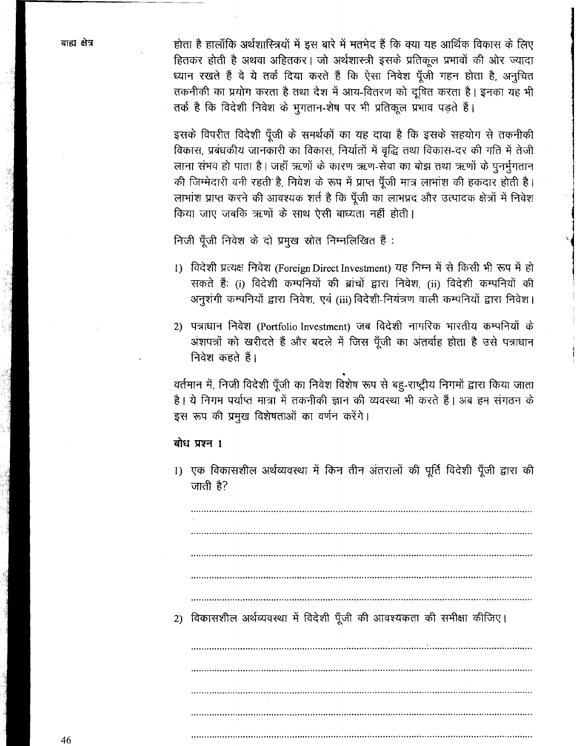होता है हालाँकि अर्थशास्त्रियों में इस बारे में मतभेद हैं कि क्या यह आर्थिक विकास के लिए हितकर होती है अथवा अहितकर। जो अर्थशास्त्री इसके प्रतिकूल प्रभावों की ओर ज्यादा ध्यान रखते हैं वे ये तर्क दिया करते हैं कि ऐसा निवेश पूँजी गहन होता है, अनुचित तकनीकी का प्रयोग करता है तथा देश में आय-वितरण को दूषित करता है। इनका यह भी तर्क है कि विदेशी निवेश के भुगतान-शेष पर भी प्रतिकूल प्रभाव पड़ते हैं।

इसके विपरीत विदेशी पूँजी के समर्थकों का यह दावा है कि इसके सहयोग से तकनीकी विकास, प्रबंधकीय जानकारी का विकास, निर्यातों में वृद्धि तथा विकास-दर की गति में तेजी लाना संभव हो पाता है। जहाँ ऋणों के कारण ऋण-सेवा का बोझ तथा ऋणों के पुनर्भुगतान की जिम्मेदारी बनी रहती है, निवेश के रूप में प्राप्त पूँजी मात्र लाभांश की हकदार होती है। लाभांश प्राप्त करने की आवश्यक शर्त है कि पूँजी का लाभप्रद और उत्पादक क्षेत्रों में निवेश किया जाए जबकि ऋणों के साथ ऐसी बाध्यता नहीं होती।

निजी पूँजी निवेश के दो प्रमुख स्रोत निम्नलिखित हैं :

1) विदेशी प्रत्यक्ष निवेश (Foreign Direct Investment) यह निम्न में से किसी भी रूप में हो सकते हैं: (i) विदेशी कम्पनियों की ब्रांचों द्वारा निवेश, (ii) विदेशी कम्पनियों की अनुशंगी कम्पनियों द्वारा निवेश, एवं (iii) विदेशी-नियंत्रण वाली कम्पनियों द्वारा निवेश।

2) पत्राधान निवेश (Portfolio Investment) जब विदेशी नागरिक भारतीय कम्पनियों के अंशपत्रों को खरीदते हैं और बदले में जिस पूँजी का अंतर्वाह होता है उसे पत्राधान निवेश कहते हैं।

वर्तमान में, निजी विदेशी पूँजी का निवेश विशेष रूप से बहु-राष्ट्रीय निगमों द्वारा किया जाता है। ये निगम पर्याप्त मात्रा में तकनीकी ज्ञान की व्यवस्था भी करते हैं। अब हम संगठन के इस रूप की प्रमुख विशेषताओं का वर्णन करेंगे।

### बोध प्रश्न 1

1) एक विकासशील अर्थव्यवस्था में किन तीन अंतरालों की पूर्ति विदेशी पूँजी द्वारा की जाती है?

..................................................................................................................................

..................................................................................................................................

..................................................................................................................................

..................................................................................................................................

..................................................................................................................................

2) विकासशील अर्थव्यवस्था में विदेशी पूँजी की आवश्यकता की समीक्षा कीजिए।

..................................................................................................................................

..................................................................................................................................

..................................................................................................................................

..................................................................................................................................

..................................................................................................................................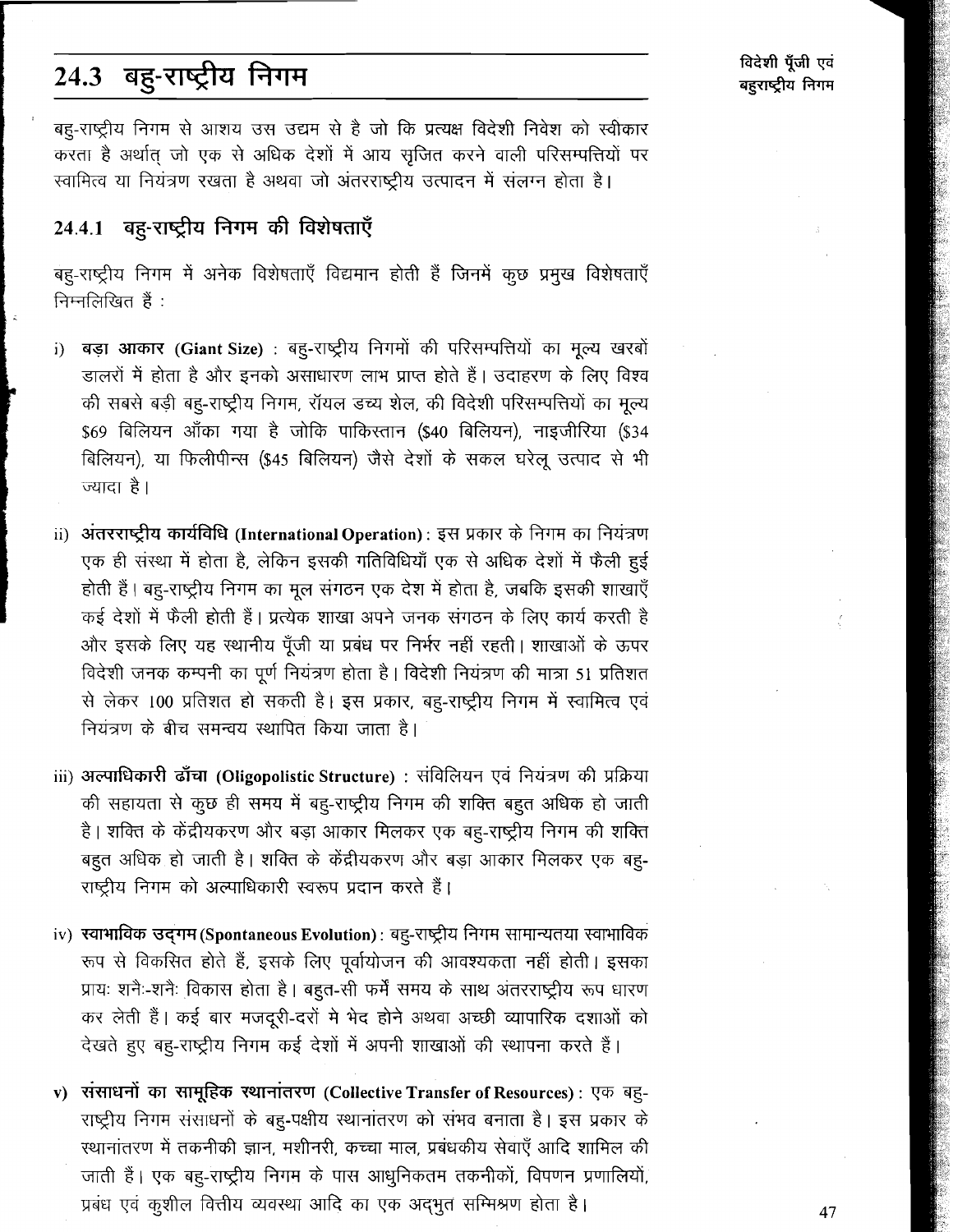## 24.3 बहु-राष्ट्रीय निगम

बहु-राष्ट्रीय निगम से आशय उस उद्यम से है जो कि प्रत्यक्ष विदेशी निवेश को स्वीकार करता है अर्थात् जो एक से अधिक देशों में आय सृजित करने वाली परिसम्पत्तियों पर स्वामित्व या नियंत्रण रखता है अथवा जो अंतरराष्ट्रीय उत्पादन में संलग्न होता है।

### 24.4.1 बहु-राष्ट्रीय निगम की विशेषताएँ

बहु-राष्ट्रीय निगम में अनेक विशेषताएँ विद्यमान होती हैं जिनमें कुछ प्रमुख विशेषताएँ निम्नलिखित हैं :

i) **बड़ा आकार (Giant Size)** : बहु-राष्ट्रीय निगमों की परिसम्पत्तियों का मूल्य खरबों डालरों में होता है और इनको असाधारण लाभ प्राप्त होते हैं। उदाहरण के लिए विश्व की सबसे बड़ी बहु-राष्ट्रीय निगम, रॉयल डच्य शेल, की विदेशी परिसम्पत्तियों का मूल्य $69 बिलियन आँका गया है जोकि पाकिस्तान ($40 बिलियन), नाइजीरिया ($34 बिलियन), या फिलीपीन्स ($45 बिलियन) जैसे देशों के सकल घरेलू उत्पाद से भी ज्यादा है।

ii) **अंतरराष्ट्रीय कार्यविधि (International Operation)** : इस प्रकार के निगम का नियंत्रण एक ही संस्था में होता है, लेकिन इसकी गतिविधियाँ एक से अधिक देशों में फैली हुई होती हैं। बहु-राष्ट्रीय निगम का मूल संगठन एक देश में होता है, जबकि इसकी शाखाएँ कई देशों में फैली होती हैं। प्रत्येक शाखा अपने जनक संगठन के लिए कार्य करती है और इसके लिए यह स्थानीय पूँजी या प्रबंध पर निर्भर नहीं रहती। शाखाओं के ऊपर विदेशी जनक कम्पनी का पूर्ण नियंत्रण होता है। विदेशी नियंत्रण की मात्रा 51 प्रतिशत से लेकर 100 प्रतिशत हो सकती है। इस प्रकार, बहु-राष्ट्रीय निगम में स्वामित्व एवं नियंत्रण के बीच समन्वय स्थापित किया जाता है।

iii) **अल्पाधिकारी ढाँचा (Oligopolistic Structure)** : संविलियन एवं नियंत्रण की प्रक्रिया की सहायता से कुछ ही समय में बहु-राष्ट्रीय निगम की शक्ति बहुत अधिक हो जाती है। शक्ति के केंद्रीयकरण और बड़ा आकार मिलकर एक बहु-राष्ट्रीय निगम की शक्ति बहुत अधिक हो जाती है। शक्ति के केंद्रीयकरण और बड़ा आकार मिलकर एक बहु-राष्ट्रीय निगम को अल्पाधिकारी स्वरूप प्रदान करते हैं।

iv) **स्वाभाविक उद्गम (Spontaneous Evolution)** : बहु-राष्ट्रीय निगम सामान्यतया स्वाभाविक रूप से विकसित होते हैं, इसके लिए पूर्वायोजन की आवश्यकता नहीं होती। इसका प्रायः शनैः-शनैः विकास होता है। बहुत-सी फर्में समय के साथ अंतरराष्ट्रीय रूप धारण कर लेती हैं। कई बार मजदूरी-दरों मे भेद होने अथवा अच्छी व्यापारिक दशाओं को देखते हुए बहु-राष्ट्रीय निगम कई देशों में अपनी शाखाओं की स्थापना करते हैं।

v) **संसाधनों का सामूहिक स्थानांतरण (Collective Transfer of Resources)** : एक बहु-राष्ट्रीय निगम संसाधनों के बहु-पक्षीय स्थानांतरण को संभव बनाता है। इस प्रकार के स्थानांतरण में तकनीकी ज्ञान, मशीनरी, कच्चा माल, प्रबंधकीय सेवाएँ आदि शामिल की जाती हैं। एक बहु-राष्ट्रीय निगम के पास आधुनिकतम तकनीकों, विपणन प्रणालियों, प्रबंध एवं कुशील वित्तीय व्यवस्था आदि का एक अद्भुत सम्मिश्रण होता है।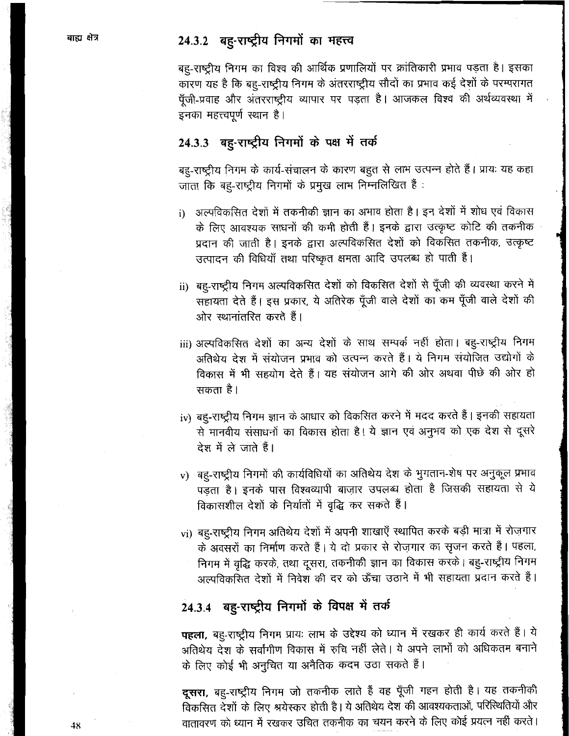## 24.3.2 बहु-राष्ट्रीय निगमों का महत्त्व

बहु-राष्ट्रीय निगम का विश्व की आर्थिक प्रणालियों पर क्रांतिकारी प्रभाव पड़ता है। इसका कारण यह है कि बहु-राष्ट्रीय निगम के अंतरराष्ट्रीय सौदों का प्रभाव कई देशों के परम्परागत पूँजी-प्रवाह और अंतरराष्ट्रीय व्यापार पर पड़ता है। आजकल विश्व की अर्थव्यवस्था में इनका महत्त्वपूर्ण स्थान है।

## 24.3.3 बहु-राष्ट्रीय निगमों के पक्ष में तर्क

बहु-राष्ट्रीय निगम के कार्य-संचालन के कारण बहुत से लाभ उत्पन्न होते हैं। प्रायः यह कहा जाता कि बहु-राष्ट्रीय निगमों के प्रमुख लाभ निम्नलिखित हैं :

i) अल्पविकसित देशों में तकनीकी ज्ञान का अभाव होता है। इन देशों में शोध एवं विकास के लिए आवश्यक साधनों की कमी होती हैं। इनके द्वारा उत्कृष्ट कोटि की तकनीक प्रदान की जाती है। इनके द्वारा अल्पविकसित देशों को विकसित तकनीक, उत्कृष्ट उत्पादन की विधियाँ तथा परिष्कृत क्षमता आदि उपलब्ध हो पाती हैं।

ii) बहु-राष्ट्रीय निगम अल्पविकसित देशों को विकसित देशों से पूँजी की व्यवस्था करने में सहायता देते हैं। इस प्रकार, ये अतिरेक पूँजी वाले देशों का कम पूँजी वाले देशों की ओर स्थानांतरित करते हैं।

iii) अल्पविकसित देशों का अन्य देशों के साथ सम्पर्क नहीं होता। बहु-राष्ट्रीय निगम अतिथेय देश में संयोजन प्रभाव को उत्पन्न करते हैं। ये निगम संयोजित उद्योगों के विकास में भी सहयोग देते हैं। यह संयोजन आगे की ओर अथवा पीछे की ओर हो सकता है।

iv) बहु-राष्ट्रीय निगम ज्ञान के आधार को विकसित करने में मदद करते हैं। इनकी सहायता से मानवीय संसाधनों का विकास होता है। ये ज्ञान एवं अनुभव को एक देश से दूसरे देश में ले जाते हैं।

v) बहु-राष्ट्रीय निगमों की कार्यविधियों का अतिथेय देश के भुगतान-शेष पर अनुकूल प्रभाव पड़ता है। इनके पास विश्वव्यापी बाज़ार उपलब्ध होता है जिसकी सहायता से ये विकासशील देशों के निर्यातों में वृद्धि कर सकते हैं।

vi) बहु-राष्ट्रीय निगम अतिथेय देशों में अपनी शाखाएँ स्थापित करके बड़ी मात्रा में रोज़गार के अवसरों का निर्माण करते हैं। ये दो प्रकार से रोज़गार का सृजन करते हैं। पहला, निगम में वृद्धि करके, तथा दूसरा, तकनीकी ज्ञान का विकास करके। बहु-राष्ट्रीय निगम अल्पविकसित देशों में निवेश की दर को ऊँचा उठाने में भी सहायता प्रदान करते हैं।

## 24.3.4 बहु-राष्ट्रीय निगमों के विपक्ष में तर्क

**पहला,** बहु-राष्ट्रीय निगम प्रायः लाभ के उद्देश्य को ध्यान में रखकर ही कार्य करते हैं। ये अतिथेय देश के सर्वांगीण विकास में रुचि नहीं लेते। ये अपने लाभों को अधिकतम बनाने के लिए कोई भी अनुचित या अनैतिक कदम उठा सकते हैं।

**दूसरा,** बहु-राष्ट्रीय निगम जो तकनीक लाते हैं वह पूँजी गहन होती है। यह तकनीकी विकसित देशों के लिए श्रेयस्कर होती है। ये अतिथेय देश की आवश्यकताओं, परिस्थितियों और वातावरण को ध्यान में रखकर उचित तकनीक का चयन करने के लिए कोई प्रयत्न नहीं करते।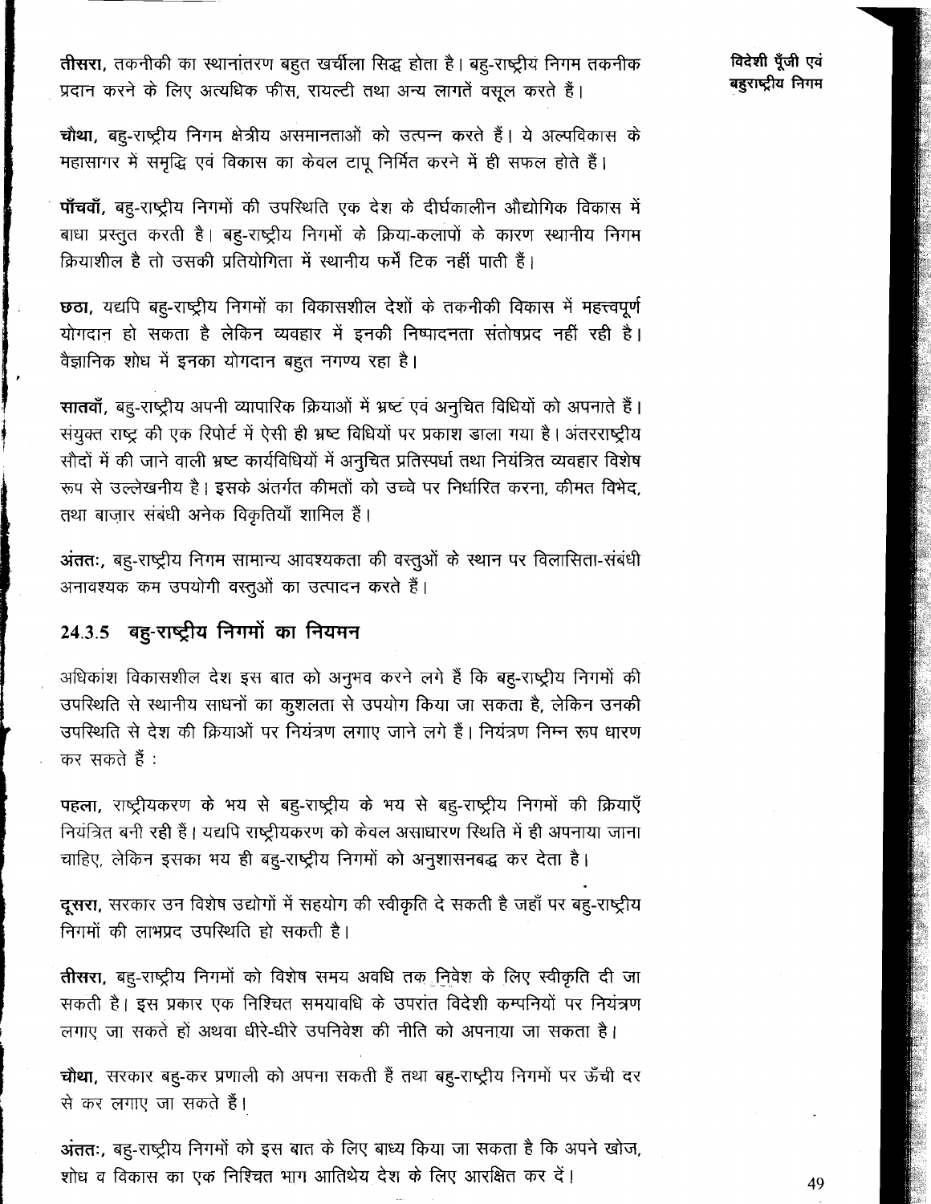**तीसरा,** तकनीकी का स्थानांतरण बहुत खर्चीला सिद्ध होता है। बहु-राष्ट्रीय निगम तकनीक प्रदान करने के लिए अत्यधिक फीस, रायल्टी तथा अन्य लागतें वसूल करते हैं।

**चौथा,** बहु-राष्ट्रीय निगम क्षेत्रीय असमानताओं को उत्पन्न करते हैं। ये अल्पविकास के महासागर में समृद्धि एवं विकास का केवल टापू निर्मित करने में ही सफल होते हैं।

**पाँचवाँ,** बहु-राष्ट्रीय निगमों की उपस्थिति एक देश के दीर्घकालीन औद्योगिक विकास में बाधा प्रस्तुत करती है। बहु-राष्ट्रीय निगमों के क्रिया-कलापों के कारण स्थानीय निगम क्रियाशील है तो उसकी प्रतियोगिता में स्थानीय फर्में टिक नहीं पाती हैं।

**छठा,** यद्यपि बहु-राष्ट्रीय निगमों का विकासशील देशों के तकनीकी विकास में महत्त्वपूर्ण योगदान हो सकता है लेकिन व्यवहार में इनकी निष्पादनता संतोषप्रद नहीं रही है। वैज्ञानिक शोध में इनका योगदान बहुत नगण्य रहा है।

**सातवाँ,** बहु-राष्ट्रीय अपनी व्यापारिक क्रियाओं में भ्रष्ट एवं अनुचित विधियों को अपनाते हैं। संयुक्त राष्ट्र की एक रिपोर्ट में ऐसी ही भ्रष्ट विधियों पर प्रकाश डाला गया है। अंतरराष्ट्रीय सौदों में की जाने वाली भ्रष्ट कार्यविधियों में अनुचित प्रतिस्पर्धा तथा नियंत्रित व्यवहार विशेष रूप से उल्लेखनीय है। इसके अंतर्गत कीमतों को उच्चे पर निर्धारित करना, कीमत विभेद, तथा बाज़ार संबंधी अनेक विकृतियाँ शामिल हैं।

**अंततः,** बहु-राष्ट्रीय निगम सामान्य आवश्यकता की वस्तुओं के स्थान पर विलासिता-संबंधी अनावश्यक कम उपयोगी वस्तुओं का उत्पादन करते हैं।

## 24.3.5 बहु-राष्ट्रीय निगमों का नियमन

अधिकांश विकासशील देश इस बात को अनुभव करने लगे हैं कि बहु-राष्ट्रीय निगमों की उपस्थिति से स्थानीय साधनों का कुशलता से उपयोग किया जा सकता है, लेकिन उनकी उपस्थिति से देश की क्रियाओं पर नियंत्रण लगाए जाने लगे हैं। नियंत्रण निम्न रूप धारण कर सकते हैं :

**पहला,** राष्ट्रीयकरण के भय से बहु-राष्ट्रीय के भय से बहु-राष्ट्रीय निगमों की क्रियाएँ नियंत्रित बनी रही हैं। यद्यपि राष्ट्रीयकरण को केवल असाधारण स्थिति में ही अपनाया जाना चाहिए, लेकिन इसका भय ही बहु-राष्ट्रीय निगमों को अनुशासनबद्ध कर देता है।

**दूसरा,** सरकार उन विशेष उद्योगों में सहयोग की स्वीकृति दे सकती है जहाँ पर बहु-राष्ट्रीय निगमों की लाभप्रद उपस्थिति हो सकती है।

**तीसरा,** बहु-राष्ट्रीय निगमों को विशेष समय अवधि तक निवेश के लिए स्वीकृति दी जा सकती है। इस प्रकार एक निश्चित समयावधि के उपरांत विदेशी कम्पनियों पर नियंत्रण लगाए जा सकते हों अथवा धीरे-धीरे उपनिवेश की नीति को अपनाया जा सकता है।

**चौथा,** सरकार बहु-कर प्रणाली को अपना सकती हैं तथा बहु-राष्ट्रीय निगमों पर ऊँची दर से कर लगाए जा सकते हैं।

**अंततः,** बहु-राष्ट्रीय निगमों को इस बात के लिए बाध्य किया जा सकता है कि अपने खोज, शोध व विकास का एक निश्चित भाग आतिथेय देश के लिए आरक्षित कर दें।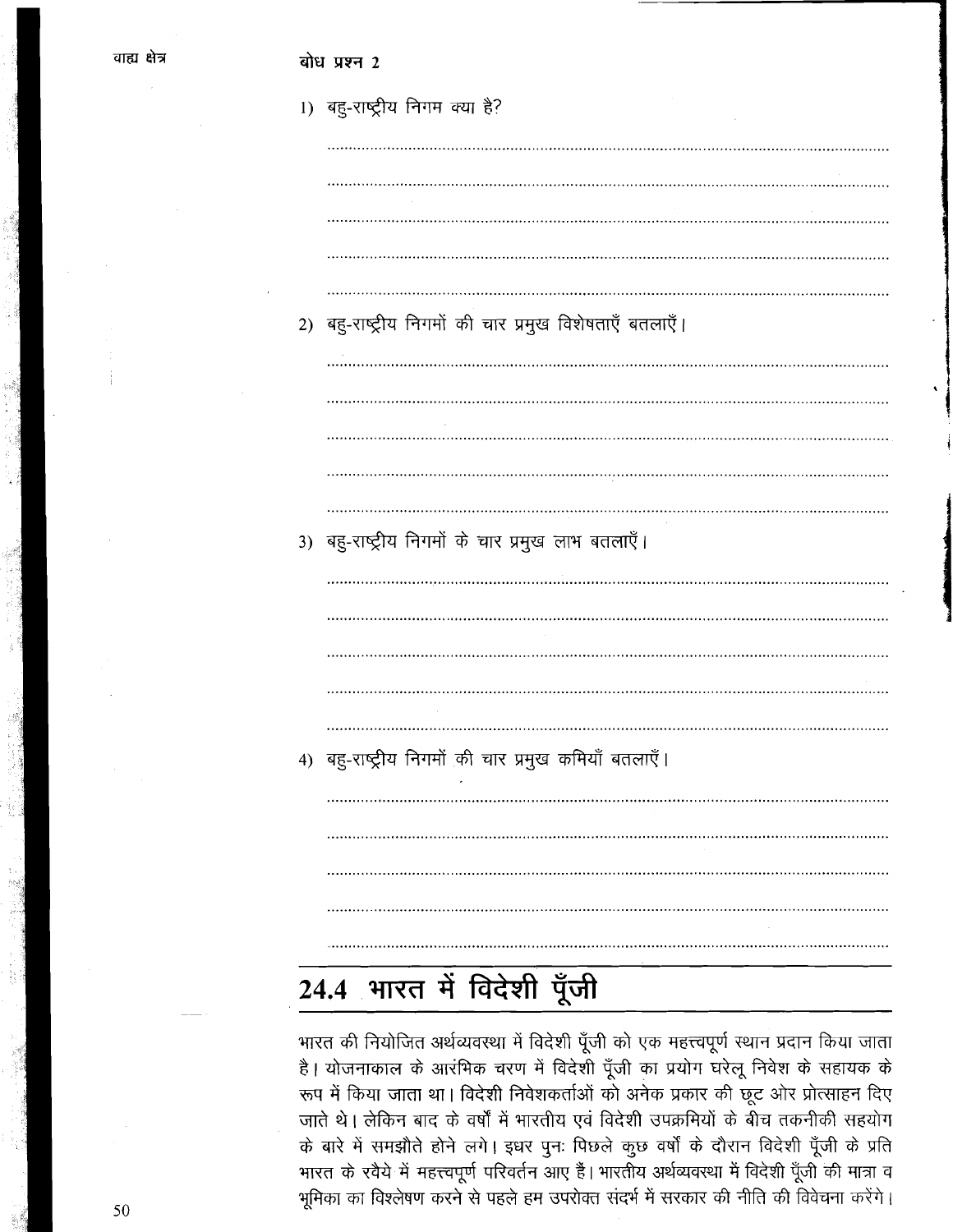**बोध प्रश्न 2**

1) बहु-राष्ट्रीय निगम क्या है?

......................................................................................................................

......................................................................................................................

......................................................................................................................

......................................................................................................................

......................................................................................................................

2) बहु-राष्ट्रीय निगमों की चार प्रमुख विशेषताएँ बतलाएँ।

......................................................................................................................

......................................................................................................................

......................................................................................................................

......................................................................................................................

......................................................................................................................

3) बहु-राष्ट्रीय निगमों के चार प्रमुख लाभ बतलाएँ।

......................................................................................................................

......................................................................................................................

......................................................................................................................

......................................................................................................................

......................................................................................................................

4) बहु-राष्ट्रीय निगमों की चार प्रमुख कमियाँ बतलाएँ।

......................................................................................................................

......................................................................................................................

......................................................................................................................

......................................................................................................................

......................................................................................................................

## 24.4 भारत में विदेशी पूँजी

भारत की नियोजित अर्थव्यवस्था में विदेशी पूँजी को एक महत्त्वपूर्ण स्थान प्रदान किया जाता है। योजनाकाल के आरंभिक चरण में विदेशी पूँजी का प्रयोग घरेलू निवेश के सहायक के रूप में किया जाता था। विदेशी निवेशकर्ताओं को अनेक प्रकार की छूट ओर प्रोत्साहन दिए जाते थे। लेकिन बाद के वर्षों में भारतीय एवं विदेशी उपक्रमियों के बीच तकनीकी सहयोग के बारे में समझौते होने लगे। इधर पुनः पिछले कुछ वर्षों के दौरान विदेशी पूँजी के प्रति भारत के रवैये में महत्त्वपूर्ण परिवर्तन आए हैं। भारतीय अर्थव्यवस्था में विदेशी पूँजी की मात्रा व भूमिका का विश्लेषण करने से पहले हम उपरोक्त संदर्भ में सरकार की नीति की विवेचना करेंगे।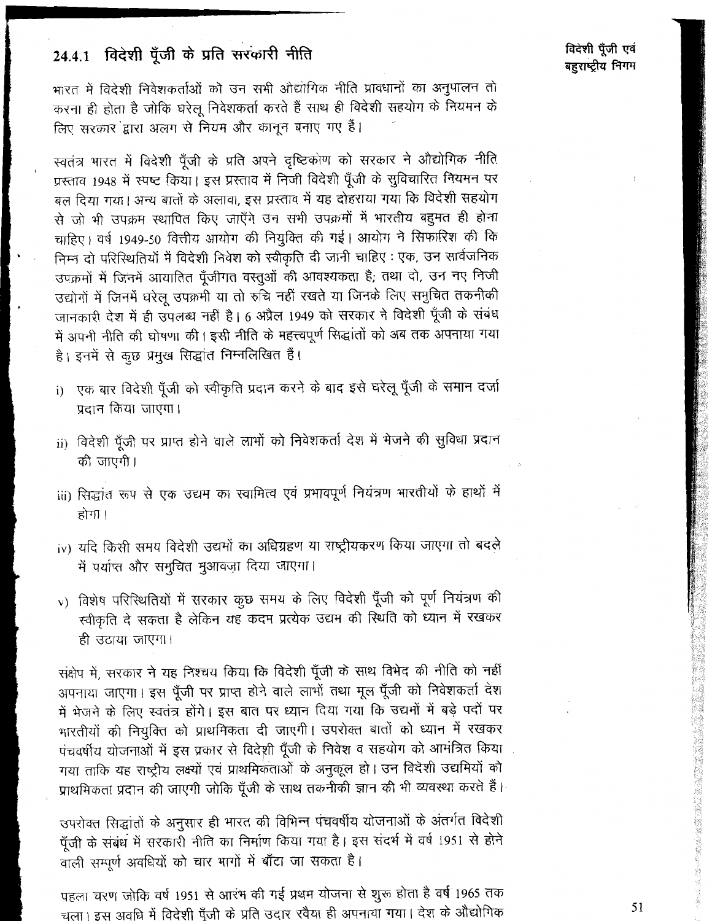### 24.4.1 विदेशी पूँजी के प्रति सरकारी नीति

भारत में विदेशी निवेशकर्ताओं को उन सभी औद्योगिक नीति प्रावधानों का अनुपालन तो करना ही होता है जोकि घरेलू निवेशकर्ता करते हैं साथ ही विदेशी सहयोग के नियमन के लिए सरकार द्वारा अलग से नियम और कानून बनाए गए हैं।

स्वतंत्र भारत में विदेशी पूँजी के प्रति अपने दृष्टिकोण को सरकार ने औद्योगिक नीति प्रस्ताव 1948 में स्पष्ट किया। इस प्रस्ताव में निजी विदेशी पूँजी के सुविचारित नियमन पर बल दिया गया। अन्य बातों के अलावा, इस प्रस्ताव में यह दोहराया गया कि विदेशी सहयोग से जो भी उपक्रम स्थापित किए जाएँगे उन सभी उपक्रमों में भारतीय बहुमत ही होना चाहिए। वर्ष 1949-50 वित्तीय आयोग की नियुक्ति की गई। आयोग ने सिफारिश की कि निम्न दो परिस्थितियों में विदेशी निवेश को स्वीकृति दी जानी चाहिए : एक, उन सार्वजनिक उपक्रमों में जिनमें आयातित पूँजीगत वस्तुओं की आवश्यकता है; तथा दो, उन नए निजी उद्योगों में जिनमें घरेलू उपक्रमी या तो रुचि नहीं रखते या जिनके लिए समुचित तकनीकी जानकारी देश में ही उपलब्ध नहीं है। 6 अप्रैल 1949 को सरकार ने विदेशी पूँजी के संबंध में अपनी नीति की घोषणा की। इसी नीति के महत्त्वपूर्ण सिद्धांतों को अब तक अपनाया गया है। इनमें से कुछ प्रमुख सिद्धांत निम्नलिखित हैं।

i) एक बार विदेशी पूँजी को स्वीकृति प्रदान करने के बाद इसे घरेलू पूँजी के समान दर्जा प्रदान किया जाएगा।

ii) विदेशी पूँजी पर प्राप्त होने वाले लाभों को निवेशकर्ता देश में भेजने की सुविधा प्रदान की जाएगी।

iii) सिद्धांत रूप से एक उद्यम का स्वामित्व एवं प्रभावपूर्ण नियंत्रण भारतीयों के हाथों में होगा।

iv) यदि किसी समय विदेशी उद्यमों का अधिग्रहण या राष्ट्रीयकरण किया जाएगा तो बदले में पर्याप्त और समुचित मुआवज़ा दिया जाएगा।

v) विशेष परिस्थितियों में सरकार कुछ समय के लिए विदेशी पूँजी को पूर्ण नियंत्रण की स्वीकृति दे सकता है लेकिन यह कदम प्रत्येक उद्यम की स्थिति को ध्यान में रखकर ही उठाया जाएगा।

संक्षेप में, सरकार ने यह निश्चय किया कि विदेशी पूँजी के साथ विभेद की नीति को नहीं अपनाया जाएगा। इस पूँजी पर प्राप्त होने वाले लाभों तथा मूल पूँजी को निवेशकर्ता देश में भेजने के लिए स्वतंत्र होंगे। इस बात पर ध्यान दिया गया कि उद्यमों में बड़े पदों पर भारतीयों की नियुक्ति को प्राथमिकता दी जाएगी। उपरोक्त बातों को ध्यान में रखकर पंचवर्षीय योजनाओं में इस प्रकार से विदेशी पूँजी के निवेश व सहयोग को आमंत्रित किया गया ताकि यह राष्ट्रीय लक्ष्यों एवं प्राथमिकताओं के अनुकूल हो। उन विदेशी उद्यमियों को प्राथमिकता प्रदान की जाएगी जोकि पूँजी के साथ तकनीकी ज्ञान की भी व्यवस्था करते हैं।

उपरोक्त सिद्धांतों के अनुसार ही भारत की विभिन्न पंचवर्षीय योजनाओं के अंतर्गत विदेशी पूँजी के संबंध में सरकारी नीति का निर्माण किया गया है। इस संदर्भ में वर्ष 1951 से होने वाली सम्पूर्ण अवधियों को चार भागों में बाँटा जा सकता है।

पहला चरण जोकि वर्ष 1951 से आरंभ की गई प्रथम योजना से शुरू होता है वर्ष 1965 तक चला। इस अवधि में विदेशी पूँजी के प्रति उदार रवैया ही अपनाया गया। देश के औद्योगिक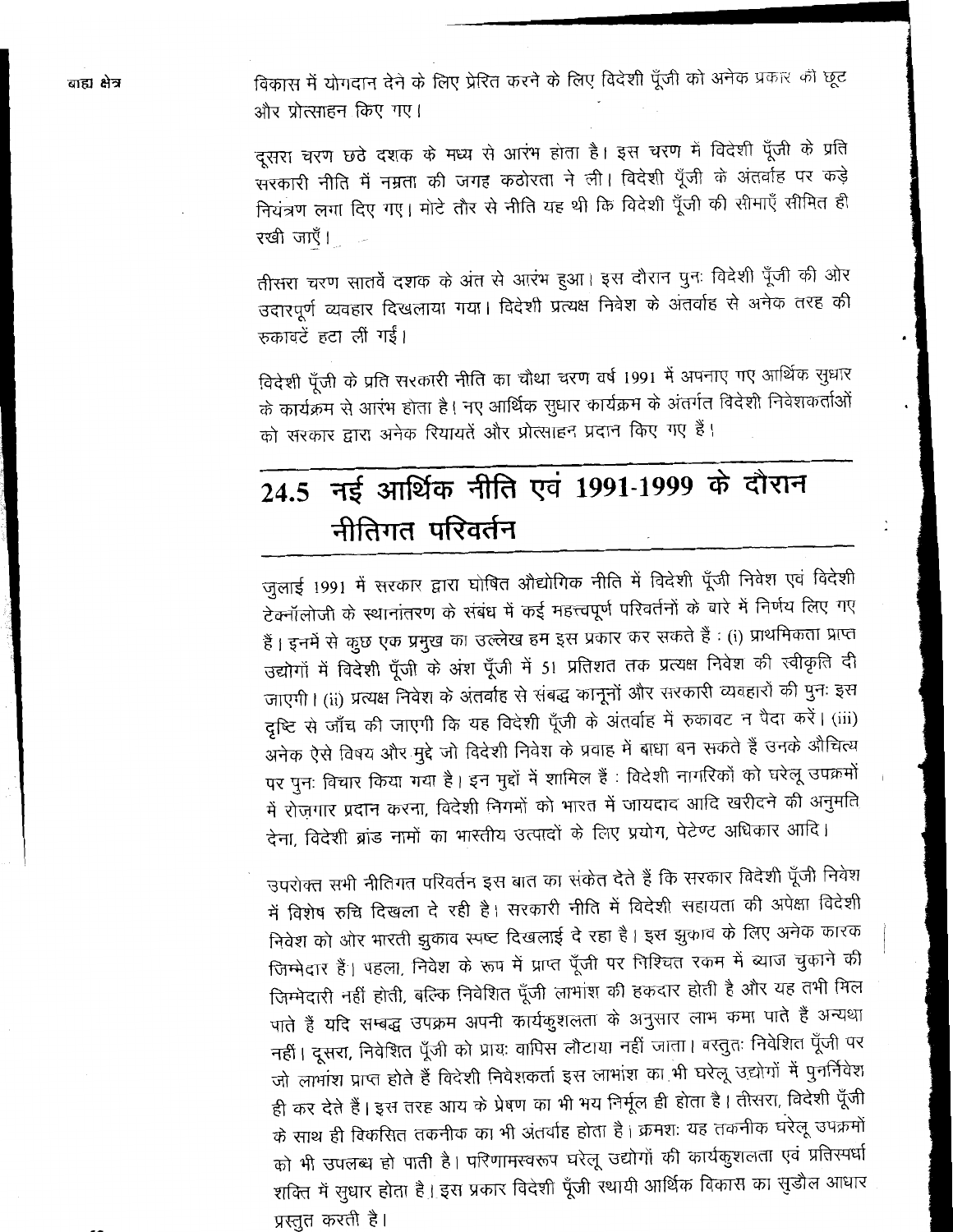विकास में योगदान देने के लिए प्रेरित करने के लिए विदेशी पूँजी को अनेक प्रकार की छूट और प्रोत्साहन किए गए।

दूसरा चरण छठे दशक के मध्य से आरंभ होता है। इस चरण में विदेशी पूँजी के प्रति सरकारी नीति में नम्रता की जगह कठोरता ने ली। विदेशी पूँजी के अंतर्वाह पर कड़े नियंत्रण लगा दिए गए। मोटे तौर से नीति यह थी कि विदेशी पूँजी की सीमाएँ सीमित ही रखी जाएँ।

तीसरा चरण सातवें दशक के अंत से आरंभ हुआ। इस दौरान पुनः विदेशी पूँजी की ओर उदारपूर्ण व्यवहार दिखलाया गया। विदेशी प्रत्यक्ष निवेश के अंतर्वाह से अनेक तरह की रुकावटें हटा लीं गईं।

विदेशी पूँजी के प्रति सरकारी नीति का चौथा चरण वर्ष 1991 में अपनाए गए आर्थिक सुधार के कार्यक्रम से आरंभ होता है। नए आर्थिक सुधार कार्यक्रम के अंतर्गत विदेशी निवेशकर्ताओं को सरकार द्वारा अनेक रियायतें और प्रोत्साहन प्रदान किए गए हैं।

## 24.5 नई आर्थिक नीति एवं 1991-1999 के दौरान नीतिगत परिवर्तन

जुलाई 1991 में सरकार द्वारा घोषित औद्योगिक नीति में विदेशी पूँजी निवेश एवं विदेशी टेक्नॉलोजी के स्थानांतरण के संबंध में कई महत्त्वपूर्ण परिवर्तनों के बारे में निर्णय लिए गए हैं। इनमें से कुछ एक प्रमुख का उल्लेख हम इस प्रकार कर सकते हैं : (i) प्राथमिकता प्राप्त उद्योगों में विदेशी पूँजी के अंश पूँजी में 51 प्रतिशत तक प्रत्यक्ष निवेश की स्वीकृति दी जाएगी। (ii) प्रत्यक्ष निवेश के अंतर्वाह से संबद्ध कानूनों और सरकारी व्यवहारों की पुनः इस दृष्टि से जाँच की जाएगी कि यह विदेशी पूँजी के अंतर्वाह में रुकावट न पैदा करें। (iii) अनेक ऐसे विषय और मुद्दे जो विदेशी निवेश के प्रवाह में बाधा बन सकते हैं उनके औचित्य पर पुनः विचार किया गया है। इन मुद्दों में शामिल हैं : विदेशी नागरिकों को घरेलू उपक्रमों में रोज़गार प्रदान करना, विदेशी निगमों को भारत में जायदाद आदि खरीदने की अनुमति देना, विदेशी ब्रांड नामों का भारतीय उत्पादों के लिए प्रयोग, पेटेण्ट अधिकार आदि।

उपरोक्त सभी नीतिगत परिवर्तन इस बात का संकेत देते हैं कि सरकार विदेशी पूँजी निवेश में विशेष रुचि दिखला दे रही है। सरकारी नीति में विदेशी सहायता की अपेक्षा विदेशी निवेश की ओर भारती झुकाव स्पष्ट दिखलाई दे रहा है। इस झुकाव के लिए अनेक कारक जिम्मेदार हैं। पहला, निवेश के रूप में प्राप्त पूँजी पर निश्चित रकम में ब्याज चुकाने की जिम्मेदारी नहीं होती, बल्कि निवेशित पूँजी लाभांश की हकदार होती है और यह तभी मिल पाते हैं यदि सम्बद्ध उपक्रम अपनी कार्यकुशलता के अनुसार लाभ कमा पाते हैं अन्यथा नहीं। दूसरा, निवेशित पूँजी को प्रायः वापिस लौटाया नहीं जाता। वस्तुतः निवेशित पूँजी पर जो लाभांश प्राप्त होते हैं विदेशी निवेशकर्ता इस लाभांश का भी घरेलू उद्योगों में पुनर्निवेश ही कर देते हैं। इस तरह आय के प्रेषण का भी भय निर्मूल ही होता है। तीसरा, विदेशी पूँजी के साथ ही विकसित तकनीक का भी अंतर्वाह होता है। क्रमशः यह तकनीक घरेलू उपक्रमों को भी उपलब्ध हो पाती है। परिणामस्वरूप घरेलू उद्योगों की कार्यकुशलता एवं प्रतिस्पर्धा शक्ति में सुधार होता है। इस प्रकार विदेशी पूँजी स्थायी आर्थिक विकास का सुडौल आधार प्रस्तुत करती है।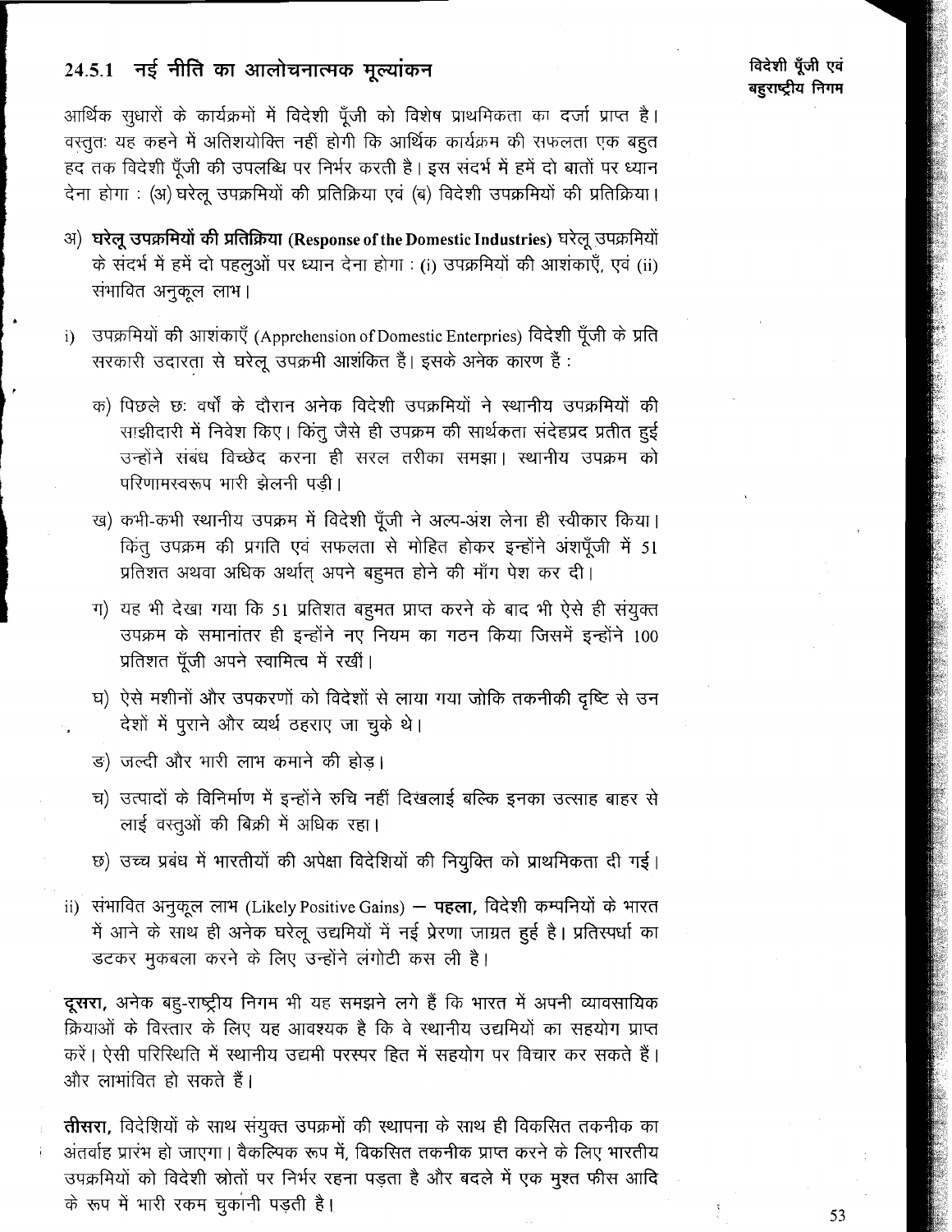## 24.5.1 नई नीति का आलोचनात्मक मूल्यांकन

आर्थिक सुधारों के कार्यक्रमों में विदेशी पूँजी को विशेष प्राथमिकता का दर्जा प्राप्त है। वस्तुतः यह कहने में अतिशयोक्ति नहीं होगी कि आर्थिक कार्यक्रम की सफलता एक बहुत हद तक विदेशी पूँजी की उपलब्धि पर निर्भर करती है। इस संदर्भ में हमें दो बातों पर ध्यान देना होगा : (अ) घरेलू उपक्रमियों की प्रतिक्रिया एवं (ब) विदेशी उपक्रमियों की प्रतिक्रिया।

अ) **घरेलू उपक्रमियों की प्रतिक्रिया (Response of the Domestic Industries)** घरेलू उपक्रमियों के संदर्भ में हमें दो पहलुओं पर ध्यान देना होगा : (i) उपक्रमियों की आशंकाएँ, एवं (ii) संभावित अनुकूल लाभ।

i) उपक्रमियों की आशंकाएँ (Apprehension of Domestic Enterpries) विदेशी पूँजी के प्रति सरकारी उदारता से घरेलू उपक्रमी आशंकित हैं। इसके अनेक कारण हैं :

- क) पिछले छः वर्षों के दौरान अनेक विदेशी उपक्रमियों ने स्थानीय उपक्रमियों की साझीदारी में निवेश किए। किंतु जैसे ही उपक्रम की सार्थकता संदेहप्रद प्रतीत हुई उन्होंने संबंध विच्छेद करना ही सरल तरीका समझा। स्थानीय उपक्रम को परिणामस्वरूप भारी झेलनी पड़ी।
- ख) कभी-कभी स्थानीय उपक्रम में विदेशी पूँजी ने अल्प-अंश लेना ही स्वीकार किया। किंतु उपक्रम की प्रगति एवं सफलता से मोहित होकर इन्होंने अंशपूँजी में 51 प्रतिशत अथवा अधिक अर्थात् अपने बहुमत होने की माँग पेश कर दी।
- ग) यह भी देखा गया कि 51 प्रतिशत बहुमत प्राप्त करने के बाद भी ऐसे ही संयुक्त उपक्रम के समानांतर ही इन्होंने नए नियम का गठन किया जिसमें इन्होंने 100 प्रतिशत पूँजी अपने स्वामित्व में रखीं।
- घ) ऐसे मशीनों और उपकरणों को विदेशों से लाया गया जोकि तकनीकी दृष्टि से उन देशों में पुराने और व्यर्थ ठहराए जा चुके थे।
- ड) जल्दी और भारी लाभ कमाने की होड़।
- च) उत्पादों के विनिर्माण में इन्होंने रुचि नहीं दिखलाई बल्कि इनका उत्साह बाहर से लाई वस्तुओं की बिक्री में अधिक रहा।
- छ) उच्च प्रबंध में भारतीयों की अपेक्षा विदेशियों की नियुक्ति को प्राथमिकता दी गई।

ii) संभावित अनुकूल लाभ (Likely Positive Gains) — **पहला,** विदेशी कम्पनियों के भारत में आने के साथ ही अनेक घरेलू उद्यमियों में नई प्रेरणा जाग्रत हुई है। प्रतिस्पर्धा का डटकर मुकबला करने के लिए उन्होंने लंगोटी कस ली है।

**दूसरा,** अनेक बहु-राष्ट्रीय निगम भी यह समझने लगे हैं कि भारत में अपनी व्यावसायिक क्रियाओं के विस्तार के लिए यह आवश्यक है कि वे स्थानीय उद्यमियों का सहयोग प्राप्त करें। ऐसी परिस्थिति में स्थानीय उद्यमी परस्पर हित में सहयोग पर विचार कर सकते हैं। और लाभांवित हो सकते हैं।

**तीसरा,** विदेशियों के साथ संयुक्त उपक्रमों की स्थापना के साथ ही विकसित तकनीक का अंतर्वाह प्रारंभ हो जाएगा। वैकल्पिक रूप में, विकसित तकनीक प्राप्त करने के लिए भारतीय उपक्रमियों को विदेशी स्रोतों पर निर्भर रहना पड़ता है और बदले में एक मुश्त फीस आदि के रूप में भारी रकम चुकानी पड़ती है।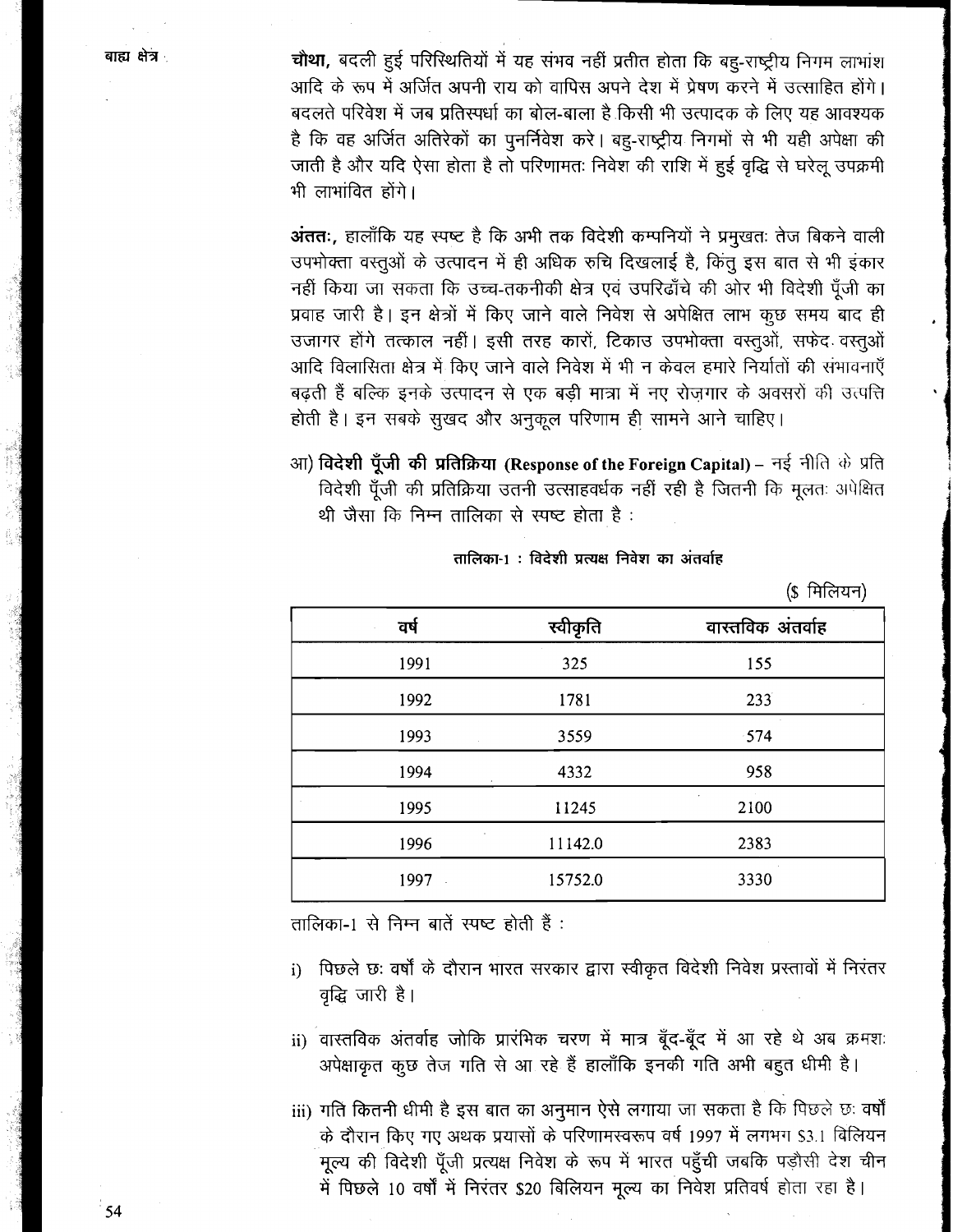**चौथा,** बदली हुई परिस्थितियों में यह संभव नहीं प्रतीत होता कि बहु-राष्ट्रीय निगम लाभांश आदि के रूप में अर्जित अपनी राय को वापिस अपने देश में प्रेषण करने में उत्साहित होंगे। बदलते परिवेश में जब प्रतिस्पर्धा का बोल-बाला है किसी भी उत्पादक के लिए यह आवश्यक है कि वह अर्जित अतिरेकों का पुनर्निवेश करे। बहु-राष्ट्रीय निगमों से भी यही अपेक्षा की जाती है और यदि ऐसा होता है तो परिणामतः निवेश की राशि में हुई वृद्धि से घरेलू उपक्रमी भी लाभांवित होंगे।

**अंततः,** हालाँकि यह स्पष्ट है कि अभी तक विदेशी कम्पनियों ने प्रमुखतः तेज बिकने वाली उपभोक्ता वस्तुओं के उत्पादन में ही अधिक रुचि दिखलाई है, किंतु इस बात से भी इंकार नहीं किया जा सकता कि उच्च-तकनीकी क्षेत्र एवं उपरिढाँचे की ओर भी विदेशी पूँजी का प्रवाह जारी है। इन क्षेत्रों में किए जाने वाले निवेश से अपेक्षित लाभ कुछ समय बाद ही उजागर होंगे तत्काल नहीं। इसी तरह कारों, टिकाउ उपभोक्ता वस्तुओं, सफेद वस्तुओं आदि विलासिता क्षेत्र में किए जाने वाले निवेश में भी न केवल हमारे निर्यातों की संभावनाएँ बढ़ती हैं बल्कि इनके उत्पादन से एक बड़ी मात्रा में नए रोज़गार के अवसरों की उत्पत्ति होती है। इन सबके सुखद और अनुकूल परिणाम ही सामने आने चाहिए।

आ) **विदेशी पूँजी की प्रतिक्रिया (Response of the Foreign Capital)** – नई नीति के प्रति विदेशी पूँजी की प्रतिक्रिया उतनी उत्साहवर्धक नहीं रही है जितनी कि मूलतः अपेक्षित थी जैसा कि निम्न तालिका से स्पष्ट होता है :

**तालिका-1 : विदेशी प्रत्यक्ष निवेश का अंतर्वाह**

($ मिलियन)

| वर्ष | स्वीकृति | वास्तविक अंतर्वाह |
|---|---|---|
| 1991 | 325 | 155 |
| 1992 | 1781 | 233 |
| 1993 | 3559 | 574 |
| 1994 | 4332 | 958 |
| 1995 | 11245 | 2100 |
| 1996 | 11142.0 | 2383 |
| 1997 | 15752.0 | 3330 |

तालिका-1 से निम्न बातें स्पष्ट होती हैं :

i) पिछले छः वर्षों के दौरान भारत सरकार द्वारा स्वीकृत विदेशी निवेश प्रस्तावों में निरंतर वृद्धि जारी है।

ii) वास्तविक अंतर्वाह जोकि प्रारंभिक चरण में मात्र बूँद-बूँद में आ रहे थे अब क्रमशः अपेक्षाकृत कुछ तेज गति से आ रहे हैं हालाँकि इनकी गति अभी बहुत धीमी है।

iii) गति कितनी धीमी है इस बात का अनुमान ऐसे लगाया जा सकता है कि पिछले छः वर्षों के दौरान किए गए अथक प्रयासों के परिणामस्वरूप वर्ष 1997 में लगभग $3.1 बिलियन मूल्य की विदेशी पूँजी प्रत्यक्ष निवेश के रूप में भारत पहुँची जबकि पड़ौसी देश चीन में पिछले 10 वर्षों में निरंतर $20 बिलियन मूल्य का निवेश प्रतिवर्ष होता रहा है।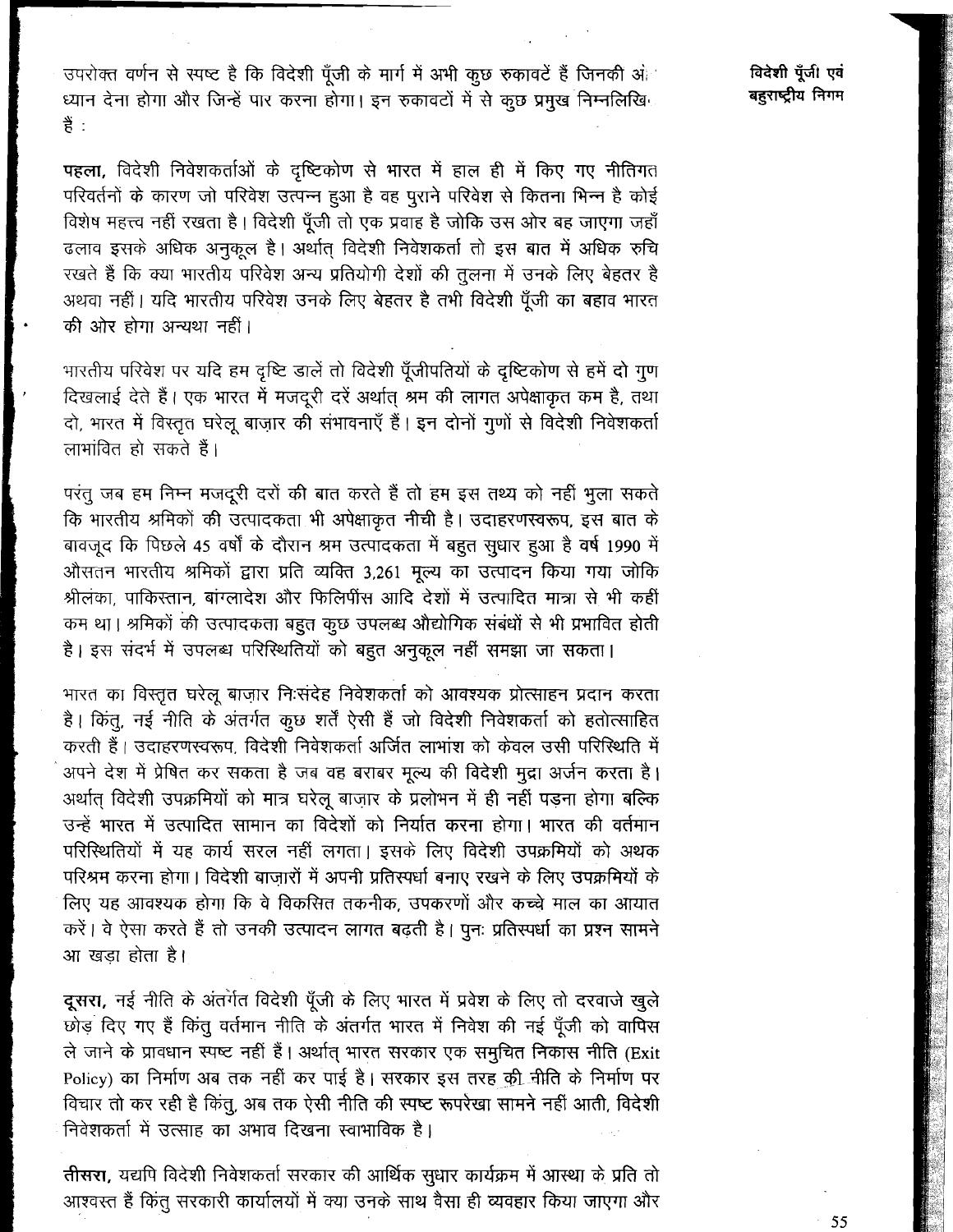उपरोक्त वर्णन से स्पष्ट है कि विदेशी पूँजी के मार्ग में अभी कुछ रुकावटें हैं जिनकी ओर ध्यान देना होगा और जिन्हें पार करना होगा। इन रुकावटों में से कुछ प्रमुख निम्नलिखित हैं :

**पहला,** विदेशी निवेशकर्ताओं के दृष्टिकोण से भारत में हाल ही में किए गए नीतिगत परिवर्तनों के कारण जो परिवेश उत्पन्न हुआ है वह पुराने परिवेश से कितना भिन्न है कोई विशेष महत्त्व नहीं रखता है। विदेशी पूँजी तो एक प्रवाह है जोकि उस ओर बह जाएगा जहाँ ढलाव इसके अधिक अनुकूल है। अर्थात् विदेशी निवेशकर्ता तो इस बात में अधिक रुचि रखते हैं कि क्या भारतीय परिवेश अन्य प्रतियोगी देशों की तुलना में उनके लिए बेहतर है अथवा नहीं। यदि भारतीय परिवेश उनके लिए बेहतर है तभी विदेशी पूँजी का बहाव भारत की ओर होगा अन्यथा नहीं।

भारतीय परिवेश पर यदि हम दृष्टि डालें तो विदेशी पूँजीपतियों के दृष्टिकोण से हमें दो गुण दिखलाई देते हैं। एक भारत में मजदूरी दरें अर्थात् श्रम की लागत अपेक्षाकृत कम है, तथा दो, भारत में विस्तृत घरेलू बाज़ार की संभावनाएँ हैं। इन दोनों गुणों से विदेशी निवेशकर्ता लाभांवित हो सकते हैं।

परंतु जब हम निम्न मजदूरी दरों की बात करते हैं तो हम इस तथ्य को नहीं भुला सकते कि भारतीय श्रमिकों की उत्पादकता भी अपेक्षाकृत नीची है। उदाहरणस्वरूप, इस बात के बावजूद कि पिछले 45 वर्षों के दौरान श्रम उत्पादकता में बहुत सुधार हुआ है वर्ष 1990 में औसतन भारतीय श्रमिकों द्वारा प्रति व्यक्ति 3,261 मूल्य का उत्पादन किया गया जोकि श्रीलंका, पाकिस्तान, बांग्लादेश और फिलिपींस आदि देशों में उत्पादित मात्रा से भी कहीं कम था। श्रमिकों की उत्पादकता बहुत कुछ उपलब्ध औद्योगिक संबंधों से भी प्रभावित होती है। इस संदर्भ में उपलब्ध परिस्थितियों को बहुत अनुकूल नहीं समझा जा सकता।

भारत का विस्तृत घरेलू बाज़ार निःसंदेह निवेशकर्ता को आवश्यक प्रोत्साहन प्रदान करता है। किंतु, नई नीति के अंतर्गत कुछ शर्तें ऐसी हैं जो विदेशी निवेशकर्ता को हतोत्साहित करती हैं। उदाहरणस्वरूप, विदेशी निवेशकर्ता अर्जित लाभांश को केवल उसी परिस्थिति में अपने देश में प्रेषित कर सकता है जब वह बराबर मूल्य की विदेशी मुद्रा अर्जन करता है। अर्थात् विदेशी उपक्रमियों को मात्र घरेलू बाज़ार के प्रलोभन में ही नहीं पड़ना होगा बल्कि उन्हें भारत में उत्पादित सामान का विदेशों को निर्यात करना होगा। भारत की वर्तमान परिस्थितियों में यह कार्य सरल नहीं लगता। इसके लिए विदेशी उपक्रमियों को अथक परिश्रम करना होगा। विदेशी बाज़ारों में अपनी प्रतिस्पर्धा बनाए रखने के लिए उपक्रमियों के लिए यह आवश्यक होगा कि वे विकसित तकनीक, उपकरणों और कच्चे माल का आयात करें। वे ऐसा करते हैं तो उनकी उत्पादन लागत बढ़ती है। पुनः प्रतिस्पर्धा का प्रश्न सामने आ खड़ा होता है।

**दूसरा,** नई नीति के अंतर्गत विदेशी पूँजी के लिए भारत में प्रवेश के लिए तो दरवाजे खुले छोड़ दिए गए हैं किंतु वर्तमान नीति के अंतर्गत भारत में निवेश की नई पूँजी को वापिस ले जाने के प्रावधान स्पष्ट नहीं हैं। अर्थात् भारत सरकार एक समुचित निकास नीति (Exit Policy) का निर्माण अब तक नहीं कर पाई है। सरकार इस तरह की नीति के निर्माण पर विचार तो कर रही है किंतु, अब तक ऐसी नीति की स्पष्ट रूपरेखा सामने नहीं आती, विदेशी निवेशकर्ता में उत्साह का अभाव दिखना स्वाभाविक है।

**तीसरा,** यद्यपि विदेशी निवेशकर्ता सरकार की आर्थिक सुधार कार्यक्रम में आस्था के प्रति तो आश्वस्त हैं किंतु सरकारी कार्यालयों में क्या उनके साथ वैसा ही व्यवहार किया जाएगा और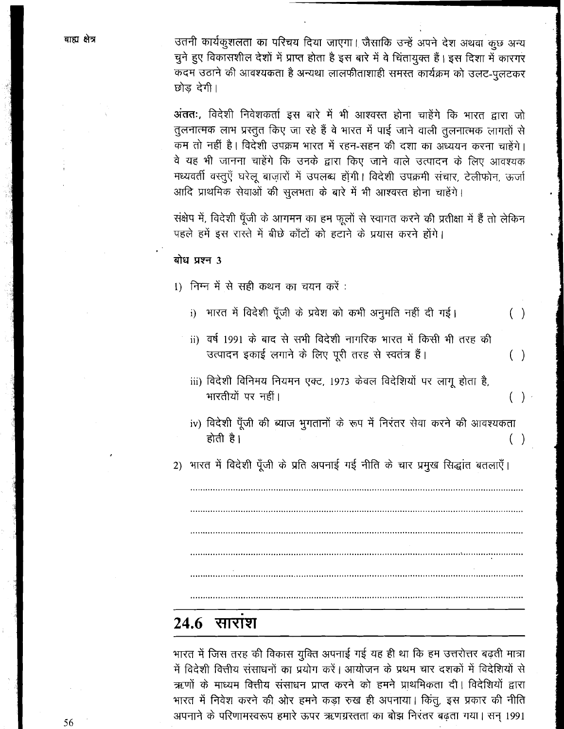उतनी कार्यकुशलता का परिचय दिया जाएगा। जैसाकि उन्हें अपने देश अथवा कुछ अन्य चुने हुए विकासशील देशों में प्राप्त होता है इस बारे में वे चिंतायुक्त हैं। इस दिशा में कारगर कदम उठाने की आवश्यकता है अन्यथा लालफीताशाही समस्त कार्यक्रम को उलट-पुलटकर छोड़ देगी।

**अंततः**, विदेशी निवेशकर्ता इस बारे में भी आश्वस्त होना चाहेंगे कि भारत द्वारा जो तुलनात्मक लाभ प्रस्तुत किए जा रहे हैं वे भारत में पाई जाने वाली तुलनात्मक लागतों से कम तो नहीं है। विदेशी उपक्रम भारत में रहन-सहन की दशा का अध्ययन करना चाहेंगे। वे यह भी जानना चाहेंगे कि उनके द्वारा किए जाने वाले उत्पादन के लिए आवश्यक मध्यवर्ती वस्तुएँ घरेलू बाज़ारों में उपलब्ध होंगी। विदेशी उपक्रमी संचार, टेलीफोन, ऊर्जा आदि प्राथमिक सेवाओं की सुलभता के बारे में भी आश्वस्त होना चाहेंगे।

संक्षेप में, विदेशी पूँजी के आगमन का हम फूलों से स्वागत करने की प्रतीक्षा में हैं तो लेकिन पहले हमें इस रास्ते में बीछे काँटों को हटाने के प्रयास करने होंगे।

**बोध प्रश्न 3**

1) निम्न में से सही कथन का चयन करें :

   i) भारत में विदेशी पूँजी के प्रवेश को कभी अनुमति नहीं दी गई। ( )

   ii) वर्ष 1991 के बाद से सभी विदेशी नागरिक भारत में किसी भी तरह की उत्पादन इकाई लगाने के लिए पूरी तरह से स्वतंत्र हैं। ( )

   iii) विदेशी विनिमय नियमन एक्ट, 1973 केवल विदेशियों पर लागू होता है, भारतीयों पर नहीं। ( )

   iv) विदेशी पूँजी की ब्याज भुगतानों के रूप में निरंतर सेवा करने की आवश्यकता होती है। ( )

2) भारत में विदेशी पूँजी के प्रति अपनाई गई नीति के चार प्रमुख सिद्धांत बतलाएँ।

......................................................................................................................

......................................................................................................................

......................................................................................................................

......................................................................................................................

......................................................................................................................

......................................................................................................................

## 24.6 सारांश

भारत में जिस तरह की विकास युक्ति अपनाई गई यह ही था कि हम उत्तरोत्तर बढ़ती मात्रा में विदेशी वित्तीय संसाधनों का प्रयोग करें। आयोजन के प्रथम चार दशकों में विदेशियों से ऋणों के माध्यम वित्तीय संसाधन प्राप्त करने को हमने प्राथमिकता दी। विदेशियों द्वारा भारत में निवेश करने की ओर हमने कड़ा रुख ही अपनाया। किंतु, इस प्रकार की नीति अपनाने के परिणामस्वरूप हमारे ऊपर ऋणग्रस्तता का बोझ निरंतर बढ़ता गया। सन् 1991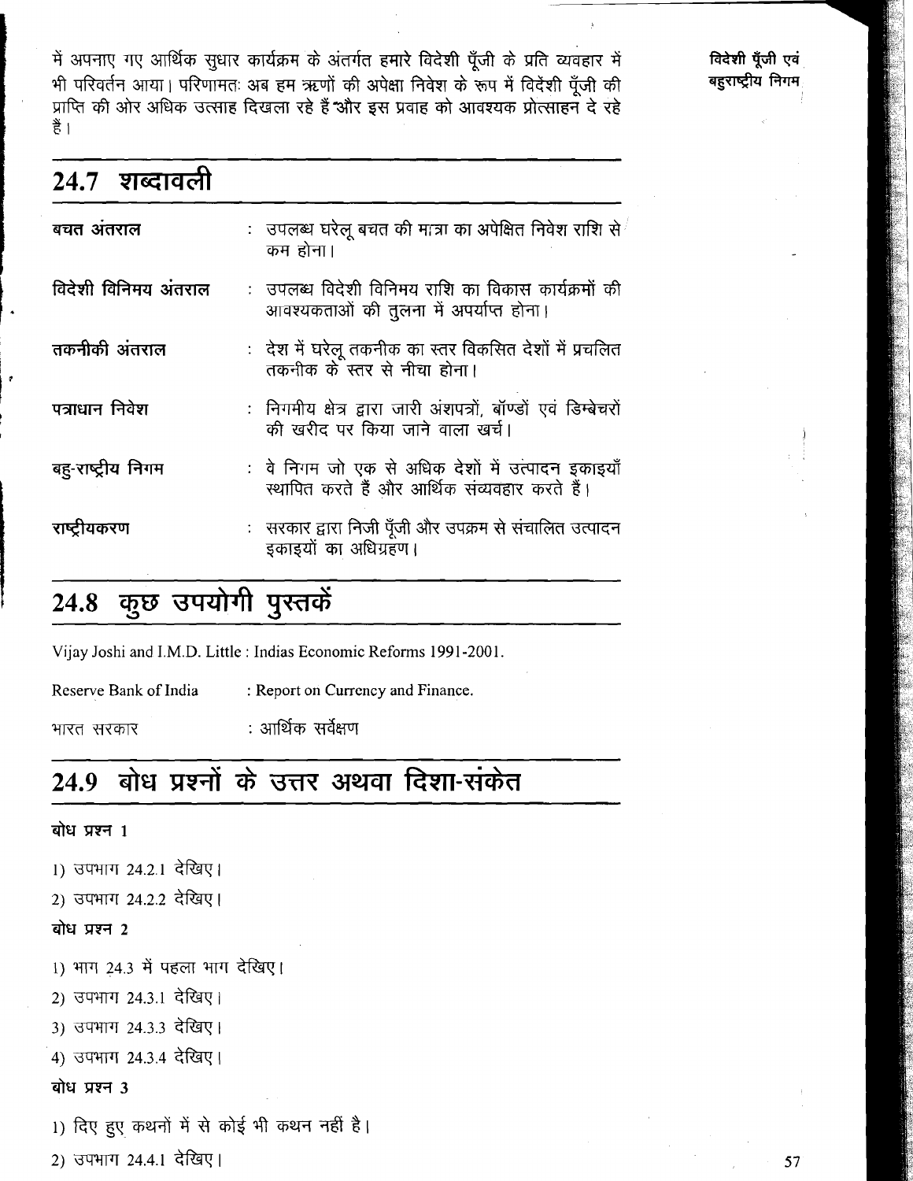में अपनाए गए आर्थिक सुधार कार्यक्रम के अंतर्गत हमारे विदेशी पूँजी के प्रति व्यवहार में भी परिवर्तन आया। परिणामतः अब हम ऋणों की अपेक्षा निवेश के रूप में विदेशी पूँजी की प्राप्ति की ओर अधिक उत्साह दिखला रहे हैं और इस प्रवाह को आवश्यक प्रोत्साहन दे रहे हैं।

## 24.7 शब्दावली

**बचत अंतराल** : उपलब्ध घरेलू बचत की मात्रा का अपेक्षित निवेश राशि से कम होना।

**विदेशी विनिमय अंतराल** : उपलब्ध विदेशी विनिमय राशि का विकास कार्यक्रमों की आवश्यकताओं की तुलना में अपर्याप्त होना।

**तकनीकी अंतराल** : देश में घरेलू तकनीक का स्तर विकसित देशों में प्रचलित तकनीक के स्तर से नीचा होना।

**पत्राधान निवेश** : निगमीय क्षेत्र द्वारा जारी अंशपत्रों, बॉण्डों एवं डिम्बेचरों की खरीद पर किया जाने वाला खर्च।

**बहु-राष्ट्रीय निगम** : वे निगम जो एक से अधिक देशों में उत्पादन इकाइयाँ स्थापित करते हैं और आर्थिक संव्यवहार करते हैं।

**राष्ट्रीयकरण** : सरकार द्वारा निजी पूँजी और उपक्रम से संचालित उत्पादन इकाइयों का अधिग्रहण।

## 24.8 कुछ उपयोगी पुस्तकें

Vijay Joshi and I.M.D. Little : Indias Economic Reforms 1991-2001.

Reserve Bank of India : Report on Currency and Finance.

भारत सरकार : आर्थिक सर्वेक्षण

## 24.9 बोध प्रश्नों के उत्तर अथवा दिशा-संकेत

**बोध प्रश्न 1**

1) उपभाग 24.2.1 देखिए।
2) उपभाग 24.2.2 देखिए।

**बोध प्रश्न 2**

1) भाग 24.3 में पहला भाग देखिए।
2) उपभाग 24.3.1 देखिए।
3) उपभाग 24.3.3 देखिए।
4) उपभाग 24.3.4 देखिए।

**बोध प्रश्न 3**

1) दिए हुए कथनों में से कोई भी कथन नहीं है।
2) उपभाग 24.4.1 देखिए।